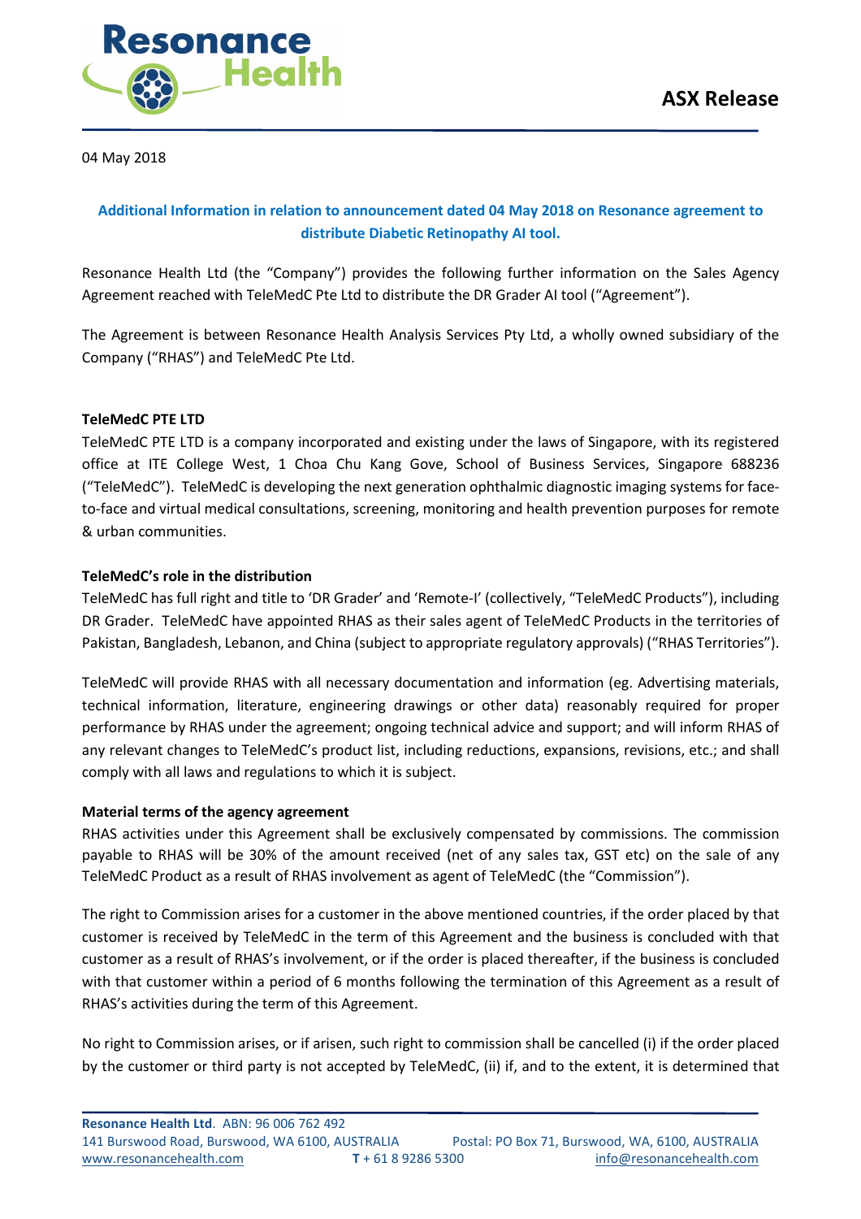**ASX Release**

04 May 2018

**Additional Information in relation to announcement dated 04 May 2018 on Resonance agreement to distribute Diabetic Retinopathy AI tool.**

Resonance Health Ltd (the "Company") provides the following further information on the Sales Agency Agreement reached with TeleMedC Pte Ltd to distribute the DR Grader AI tool ("Agreement").

The Agreement is between Resonance Health Analysis Services Pty Ltd, a wholly owned subsidiary of the Company ("RHAS") and TeleMedC Pte Ltd.

**TeleMedC PTE LTD**

TeleMedC PTE LTD is a company incorporated and existing under the laws of Singapore, with its registered office at ITE College West, 1 Choa Chu Kang Gove, School of Business Services, Singapore 688236 ("TeleMedC"). TeleMedC is developing the next generation ophthalmic diagnostic imaging systems for face-to-face and virtual medical consultations, screening, monitoring and health prevention purposes for remote & urban communities.

**TeleMedC's role in the distribution**

TeleMedC has full right and title to 'DR Grader' and 'Remote-I' (collectively, "TeleMedC Products"), including DR Grader. TeleMedC have appointed RHAS as their sales agent of TeleMedC Products in the territories of Pakistan, Bangladesh, Lebanon, and China (subject to appropriate regulatory approvals) ("RHAS Territories").

TeleMedC will provide RHAS with all necessary documentation and information (eg. Advertising materials, technical information, literature, engineering drawings or other data) reasonably required for proper performance by RHAS under the agreement; ongoing technical advice and support; and will inform RHAS of any relevant changes to TeleMedC's product list, including reductions, expansions, revisions, etc.; and shall comply with all laws and regulations to which it is subject.

**Material terms of the agency agreement**

RHAS activities under this Agreement shall be exclusively compensated by commissions. The commission payable to RHAS will be 30% of the amount received (net of any sales tax, GST etc) on the sale of any TeleMedC Product as a result of RHAS involvement as agent of TeleMedC (the "Commission").

The right to Commission arises for a customer in the above mentioned countries, if the order placed by that customer is received by TeleMedC in the term of this Agreement and the business is concluded with that customer as a result of RHAS's involvement, or if the order is placed thereafter, if the business is concluded with that customer within a period of 6 months following the termination of this Agreement as a result of RHAS's activities during the term of this Agreement.

No right to Commission arises, or if arisen, such right to commission shall be cancelled (i) if the order placed by the customer or third party is not accepted by TeleMedC, (ii) if, and to the extent, it is determined that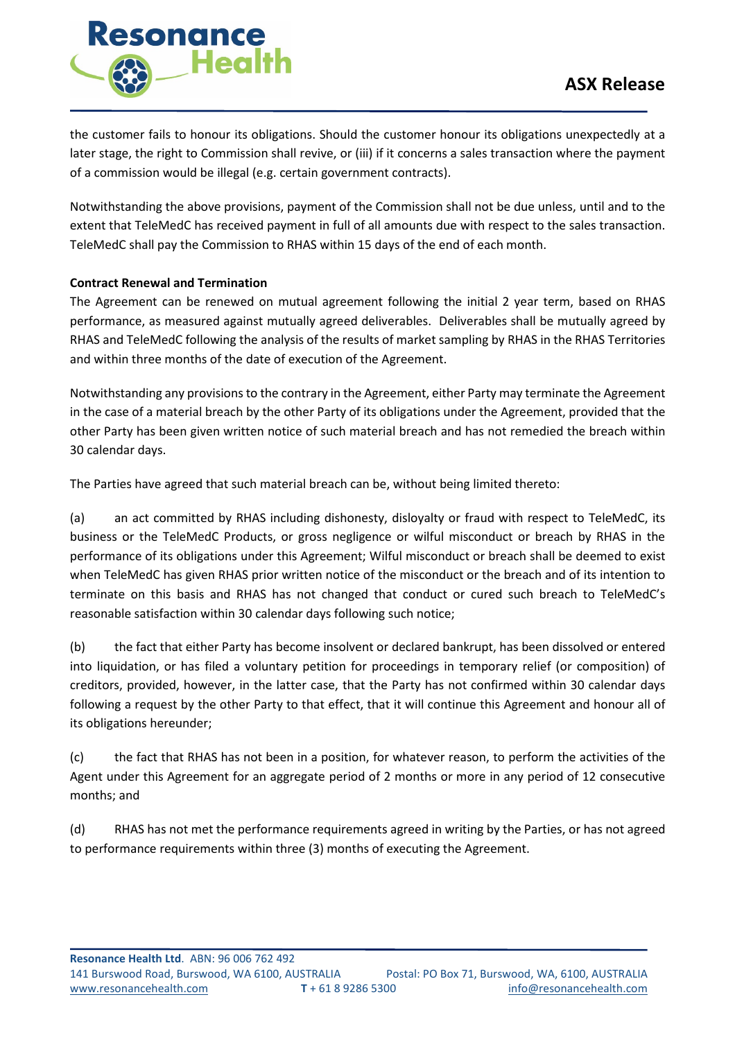the customer fails to honour its obligations. Should the customer honour its obligations unexpectedly at a later stage, the right to Commission shall revive, or (iii) if it concerns a sales transaction where the payment of a commission would be illegal (e.g. certain government contracts).

Notwithstanding the above provisions, payment of the Commission shall not be due unless, until and to the extent that TeleMedC has received payment in full of all amounts due with respect to the sales transaction. TeleMedC shall pay the Commission to RHAS within 15 days of the end of each month.

**Contract Renewal and Termination**

The Agreement can be renewed on mutual agreement following the initial 2 year term, based on RHAS performance, as measured against mutually agreed deliverables. Deliverables shall be mutually agreed by RHAS and TeleMedC following the analysis of the results of market sampling by RHAS in the RHAS Territories and within three months of the date of execution of the Agreement.

Notwithstanding any provisions to the contrary in the Agreement, either Party may terminate the Agreement in the case of a material breach by the other Party of its obligations under the Agreement, provided that the other Party has been given written notice of such material breach and has not remedied the breach within 30 calendar days.

The Parties have agreed that such material breach can be, without being limited thereto:

(a) an act committed by RHAS including dishonesty, disloyalty or fraud with respect to TeleMedC, its business or the TeleMedC Products, or gross negligence or wilful misconduct or breach by RHAS in the performance of its obligations under this Agreement; Wilful misconduct or breach shall be deemed to exist when TeleMedC has given RHAS prior written notice of the misconduct or the breach and of its intention to terminate on this basis and RHAS has not changed that conduct or cured such breach to TeleMedC's reasonable satisfaction within 30 calendar days following such notice;

(b) the fact that either Party has become insolvent or declared bankrupt, has been dissolved or entered into liquidation, or has filed a voluntary petition for proceedings in temporary relief (or composition) of creditors, provided, however, in the latter case, that the Party has not confirmed within 30 calendar days following a request by the other Party to that effect, that it will continue this Agreement and honour all of its obligations hereunder;

(c) the fact that RHAS has not been in a position, for whatever reason, to perform the activities of the Agent under this Agreement for an aggregate period of 2 months or more in any period of 12 consecutive months; and

(d) RHAS has not met the performance requirements agreed in writing by the Parties, or has not agreed to performance requirements within three (3) months of executing the Agreement.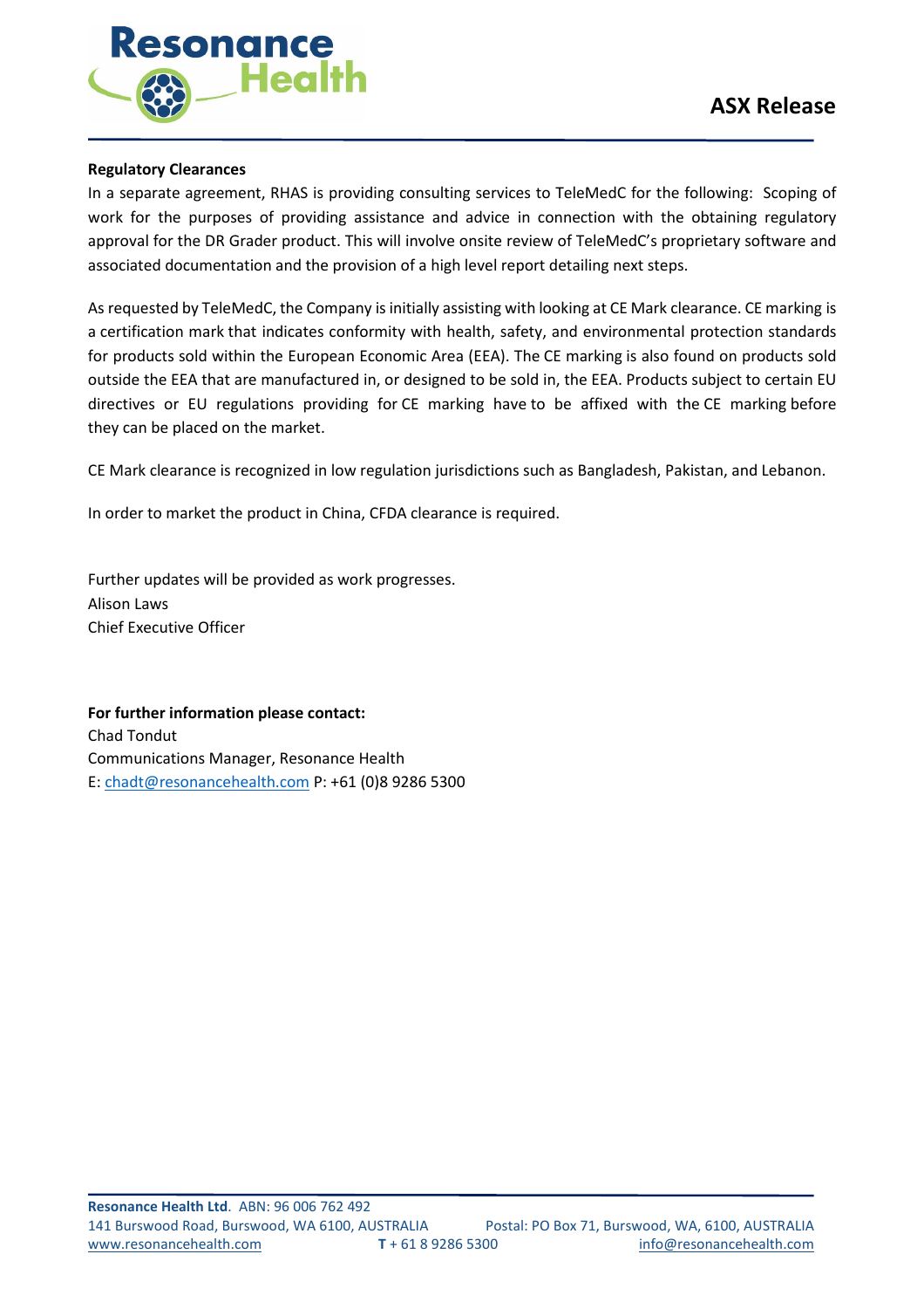**Regulatory Clearances**

In a separate agreement, RHAS is providing consulting services to TeleMedC for the following: Scoping of work for the purposes of providing assistance and advice in connection with the obtaining regulatory approval for the DR Grader product. This will involve onsite review of TeleMedC's proprietary software and associated documentation and the provision of a high level report detailing next steps.

As requested by TeleMedC, the Company is initially assisting with looking at CE Mark clearance. CE marking is a certification mark that indicates conformity with health, safety, and environmental protection standards for products sold within the European Economic Area (EEA). The CE marking is also found on products sold outside the EEA that are manufactured in, or designed to be sold in, the EEA. Products subject to certain EU directives or EU regulations providing for CE marking have to be affixed with the CE marking before they can be placed on the market.

CE Mark clearance is recognized in low regulation jurisdictions such as Bangladesh, Pakistan, and Lebanon.

In order to market the product in China, CFDA clearance is required.

Further updates will be provided as work progresses.
Alison Laws
Chief Executive Officer

**For further information please contact:**
Chad Tondut
Communications Manager, Resonance Health
E: chadt@resonancehealth.com P: +61 (0)8 9286 5300